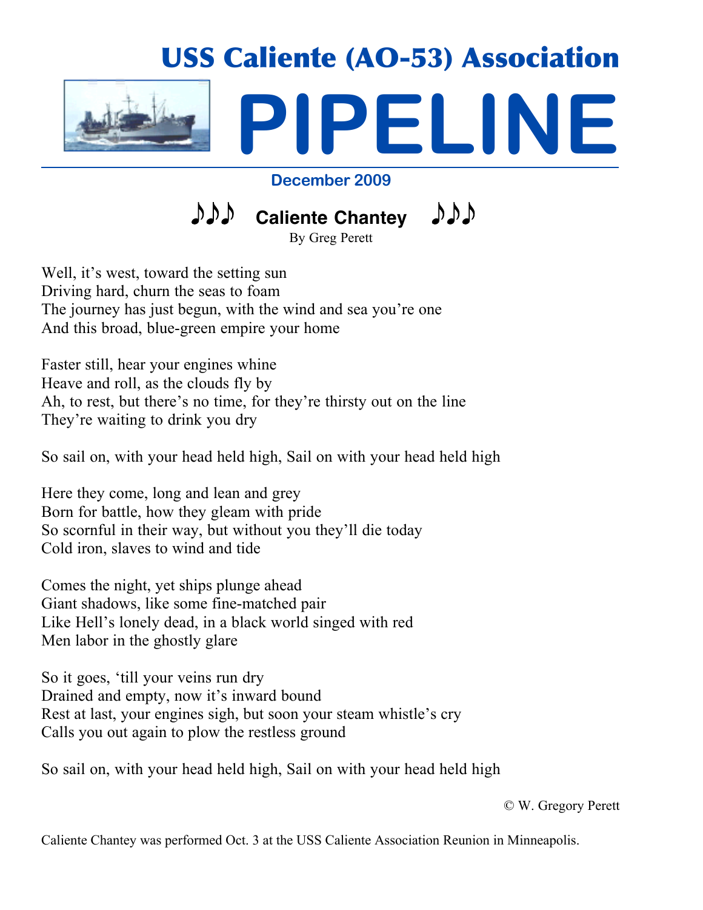# USS Caliente (AO-53) Association

# PIPELINE

**December 2009**

## ♪♪♪ Caliente Chantey ♪♪♪

By Greg Perett

Well, it's west, toward the setting sun
Driving hard, churn the seas to foam
The journey has just begun, with the wind and sea you're one
And this broad, blue-green empire your home

Faster still, hear your engines whine
Heave and roll, as the clouds fly by
Ah, to rest, but there's no time, for they're thirsty out on the line
They're waiting to drink you dry

So sail on, with your head held high, Sail on with your head held high

Here they come, long and lean and grey
Born for battle, how they gleam with pride
So scornful in their way, but without you they'll die today
Cold iron, slaves to wind and tide

Comes the night, yet ships plunge ahead
Giant shadows, like some fine-matched pair
Like Hell's lonely dead, in a black world singed with red
Men labor in the ghostly glare

So it goes, 'till your veins run dry
Drained and empty, now it's inward bound
Rest at last, your engines sigh, but soon your steam whistle's cry
Calls you out again to plow the restless ground

So sail on, with your head held high, Sail on with your head held high

© W. Gregory Perett

Caliente Chantey was performed Oct. 3 at the USS Caliente Association Reunion in Minneapolis.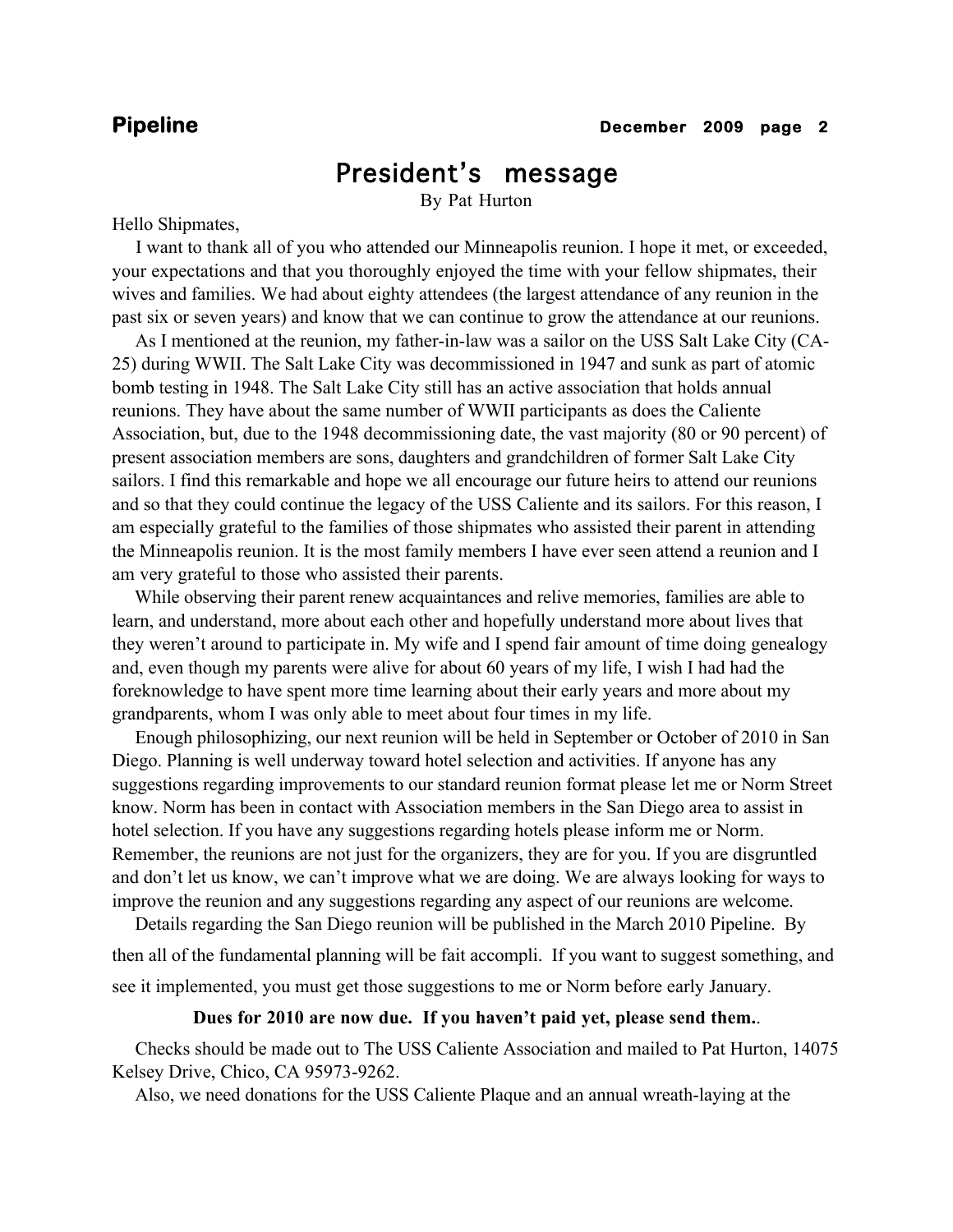# President's message

By Pat Hurton

Hello Shipmates,

I want to thank all of you who attended our Minneapolis reunion. I hope it met, or exceeded, your expectations and that you thoroughly enjoyed the time with your fellow shipmates, their wives and families. We had about eighty attendees (the largest attendance of any reunion in the past six or seven years) and know that we can continue to grow the attendance at our reunions.

As I mentioned at the reunion, my father-in-law was a sailor on the USS Salt Lake City (CA-25) during WWII. The Salt Lake City was decommissioned in 1947 and sunk as part of atomic bomb testing in 1948. The Salt Lake City still has an active association that holds annual reunions. They have about the same number of WWII participants as does the Caliente Association, but, due to the 1948 decommissioning date, the vast majority (80 or 90 percent) of present association members are sons, daughters and grandchildren of former Salt Lake City sailors. I find this remarkable and hope we all encourage our future heirs to attend our reunions and so that they could continue the legacy of the USS Caliente and its sailors. For this reason, I am especially grateful to the families of those shipmates who assisted their parent in attending the Minneapolis reunion. It is the most family members I have ever seen attend a reunion and I am very grateful to those who assisted their parents.

While observing their parent renew acquaintances and relive memories, families are able to learn, and understand, more about each other and hopefully understand more about lives that they weren't around to participate in. My wife and I spend fair amount of time doing genealogy and, even though my parents were alive for about 60 years of my life, I wish I had had the foreknowledge to have spent more time learning about their early years and more about my grandparents, whom I was only able to meet about four times in my life.

Enough philosophizing, our next reunion will be held in September or October of 2010 in San Diego. Planning is well underway toward hotel selection and activities. If anyone has any suggestions regarding improvements to our standard reunion format please let me or Norm Street know. Norm has been in contact with Association members in the San Diego area to assist in hotel selection. If you have any suggestions regarding hotels please inform me or Norm. Remember, the reunions are not just for the organizers, they are for you. If you are disgruntled and don't let us know, we can't improve what we are doing. We are always looking for ways to improve the reunion and any suggestions regarding any aspect of our reunions are welcome.

Details regarding the San Diego reunion will be published in the March 2010 Pipeline. By then all of the fundamental planning will be fait accompli. If you want to suggest something, and see it implemented, you must get those suggestions to me or Norm before early January.

**Dues for 2010 are now due. If you haven't paid yet, please send them.**.

Checks should be made out to The USS Caliente Association and mailed to Pat Hurton, 14075 Kelsey Drive, Chico, CA 95973-9262.

Also, we need donations for the USS Caliente Plaque and an annual wreath-laying at the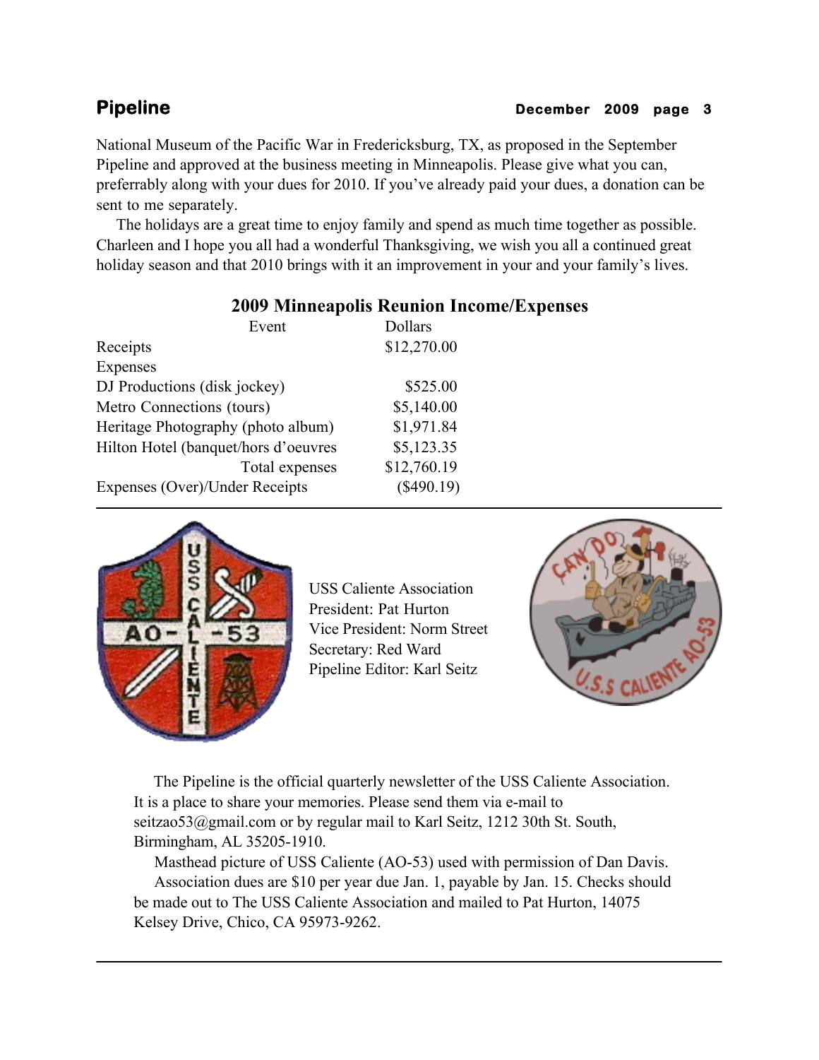National Museum of the Pacific War in Fredericksburg, TX, as proposed in the September Pipeline and approved at the business meeting in Minneapolis. Please give what you can, preferrably along with your dues for 2010. If you've already paid your dues, a donation can be sent to me separately.

The holidays are a great time to enjoy family and spend as much time together as possible. Charleen and I hope you all had a wonderful Thanksgiving, we wish you all a continued great holiday season and that 2010 brings with it an improvement in your and your family's lives.

## 2009 Minneapolis Reunion Income/Expenses

| Event | Dollars |
|---|---|
| Receipts | $12,270.00 |
| Expenses | |
| DJ Productions (disk jockey) | $525.00 |
| Metro Connections (tours) | $5,140.00 |
| Heritage Photography (photo album) | $1,971.84 |
| Hilton Hotel (banquet/hors d'oeuvres | $5,123.35 |
| Total expenses | $12,760.19 |
| Expenses (Over)/Under Receipts | ($490.19) |

---

USS Caliente Association
President: Pat Hurton
Vice President: Norm Street
Secretary: Red Ward
Pipeline Editor: Karl Seitz

The Pipeline is the official quarterly newsletter of the USS Caliente Association. It is a place to share your memories. Please send them via e-mail to seitzao53@gmail.com or by regular mail to Karl Seitz, 1212 30th St. South, Birmingham, AL 35205-1910.

Masthead picture of USS Caliente (AO-53) used with permission of Dan Davis.

Association dues are $10 per year due Jan. 1, payable by Jan. 15. Checks should be made out to The USS Caliente Association and mailed to Pat Hurton, 14075 Kelsey Drive, Chico, CA 95973-9262.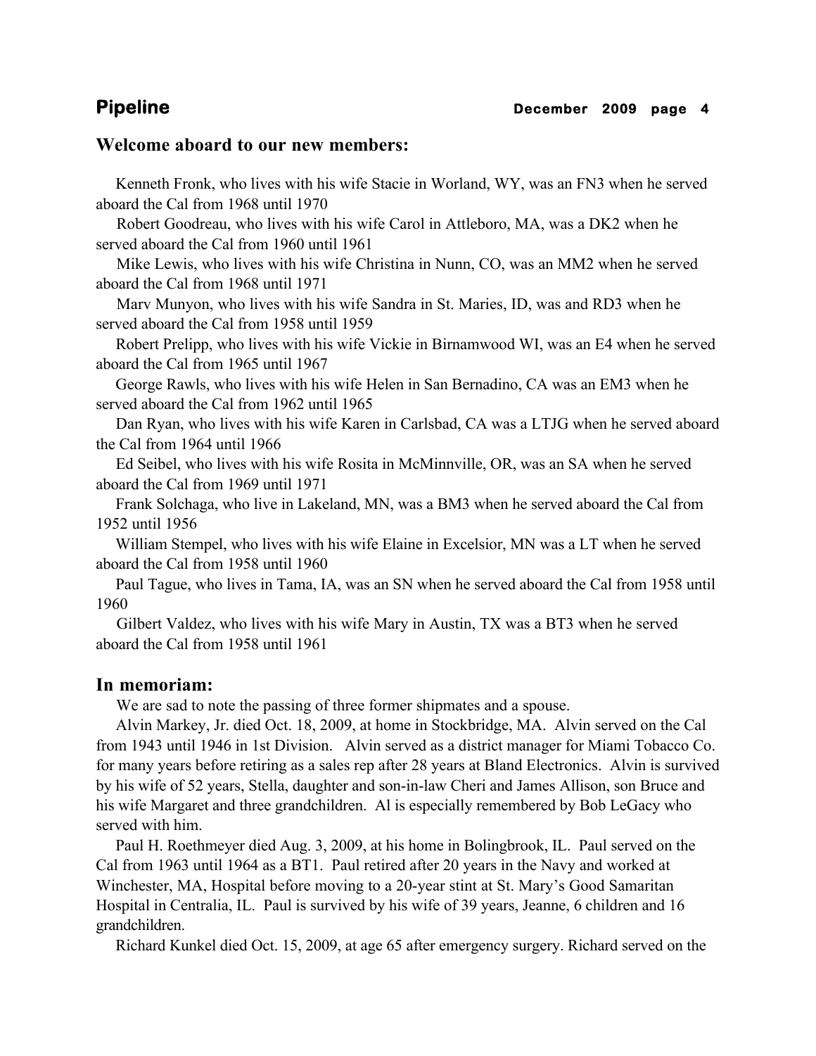## Welcome aboard to our new members:

Kenneth Fronk, who lives with his wife Stacie in Worland, WY, was an FN3 when he served aboard the Cal from 1968 until 1970

Robert Goodreau, who lives with his wife Carol in Attleboro, MA, was a DK2 when he served aboard the Cal from 1960 until 1961

Mike Lewis, who lives with his wife Christina in Nunn, CO, was an MM2 when he served aboard the Cal from 1968 until 1971

Marv Munyon, who lives with his wife Sandra in St. Maries, ID, was and RD3 when he served aboard the Cal from 1958 until 1959

Robert Prelipp, who lives with his wife Vickie in Birnamwood WI, was an E4 when he served aboard the Cal from 1965 until 1967

George Rawls, who lives with his wife Helen in San Bernadino, CA was an EM3 when he served aboard the Cal from 1962 until 1965

Dan Ryan, who lives with his wife Karen in Carlsbad, CA was a LTJG when he served aboard the Cal from 1964 until 1966

Ed Seibel, who lives with his wife Rosita in McMinnville, OR, was an SA when he served aboard the Cal from 1969 until 1971

Frank Solchaga, who live in Lakeland, MN, was a BM3 when he served aboard the Cal from 1952 until 1956

William Stempel, who lives with his wife Elaine in Excelsior, MN was a LT when he served aboard the Cal from 1958 until 1960

Paul Tague, who lives in Tama, IA, was an SN when he served aboard the Cal from 1958 until 1960

Gilbert Valdez, who lives with his wife Mary in Austin, TX was a BT3 when he served aboard the Cal from 1958 until 1961

## In memoriam:

We are sad to note the passing of three former shipmates and a spouse.

Alvin Markey, Jr. died Oct. 18, 2009, at home in Stockbridge, MA. Alvin served on the Cal from 1943 until 1946 in 1st Division. Alvin served as a district manager for Miami Tobacco Co. for many years before retiring as a sales rep after 28 years at Bland Electronics. Alvin is survived by his wife of 52 years, Stella, daughter and son-in-law Cheri and James Allison, son Bruce and his wife Margaret and three grandchildren. Al is especially remembered by Bob LeGacy who served with him.

Paul H. Roethmeyer died Aug. 3, 2009, at his home in Bolingbrook, IL. Paul served on the Cal from 1963 until 1964 as a BT1. Paul retired after 20 years in the Navy and worked at Winchester, MA, Hospital before moving to a 20-year stint at St. Mary's Good Samaritan Hospital in Centralia, IL. Paul is survived by his wife of 39 years, Jeanne, 6 children and 16 grandchildren.

Richard Kunkel died Oct. 15, 2009, at age 65 after emergency surgery. Richard served on the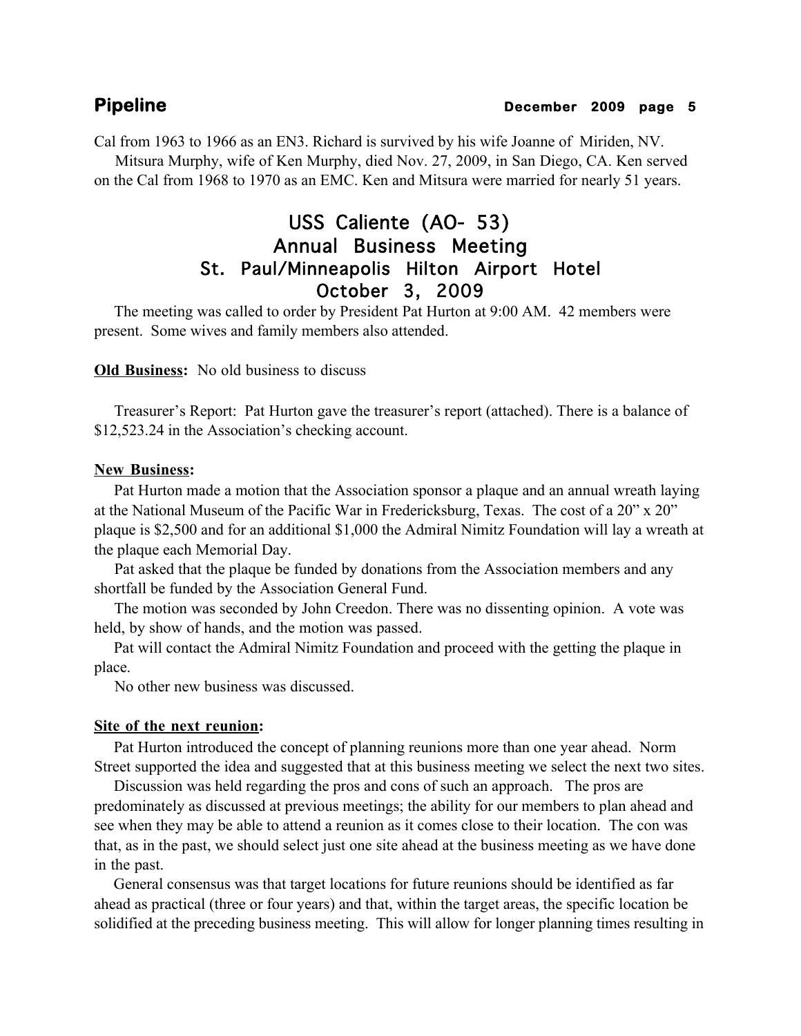Cal from 1963 to 1966 as an EN3. Richard is survived by his wife Joanne of Miriden, NV.

Mitsura Murphy, wife of Ken Murphy, died Nov. 27, 2009, in San Diego, CA. Ken served on the Cal from 1968 to 1970 as an EMC. Ken and Mitsura were married for nearly 51 years.

## USS Caliente (AO- 53)
## Annual Business Meeting
## St. Paul/Minneapolis Hilton Airport Hotel
## October 3, 2009

The meeting was called to order by President Pat Hurton at 9:00 AM. 42 members were present. Some wives and family members also attended.

**Old Business:** No old business to discuss

Treasurer's Report: Pat Hurton gave the treasurer's report (attached). There is a balance of $12,523.24 in the Association's checking account.

**New Business:**

Pat Hurton made a motion that the Association sponsor a plaque and an annual wreath laying at the National Museum of the Pacific War in Fredericksburg, Texas. The cost of a 20" x 20" plaque is $2,500 and for an additional $1,000 the Admiral Nimitz Foundation will lay a wreath at the plaque each Memorial Day.

Pat asked that the plaque be funded by donations from the Association members and any shortfall be funded by the Association General Fund.

The motion was seconded by John Creedon. There was no dissenting opinion. A vote was held, by show of hands, and the motion was passed.

Pat will contact the Admiral Nimitz Foundation and proceed with the getting the plaque in place.

No other new business was discussed.

**Site of the next reunion:**

Pat Hurton introduced the concept of planning reunions more than one year ahead. Norm Street supported the idea and suggested that at this business meeting we select the next two sites.

Discussion was held regarding the pros and cons of such an approach. The pros are predominately as discussed at previous meetings; the ability for our members to plan ahead and see when they may be able to attend a reunion as it comes close to their location. The con was that, as in the past, we should select just one site ahead at the business meeting as we have done in the past.

General consensus was that target locations for future reunions should be identified as far ahead as practical (three or four years) and that, within the target areas, the specific location be solidified at the preceding business meeting. This will allow for longer planning times resulting in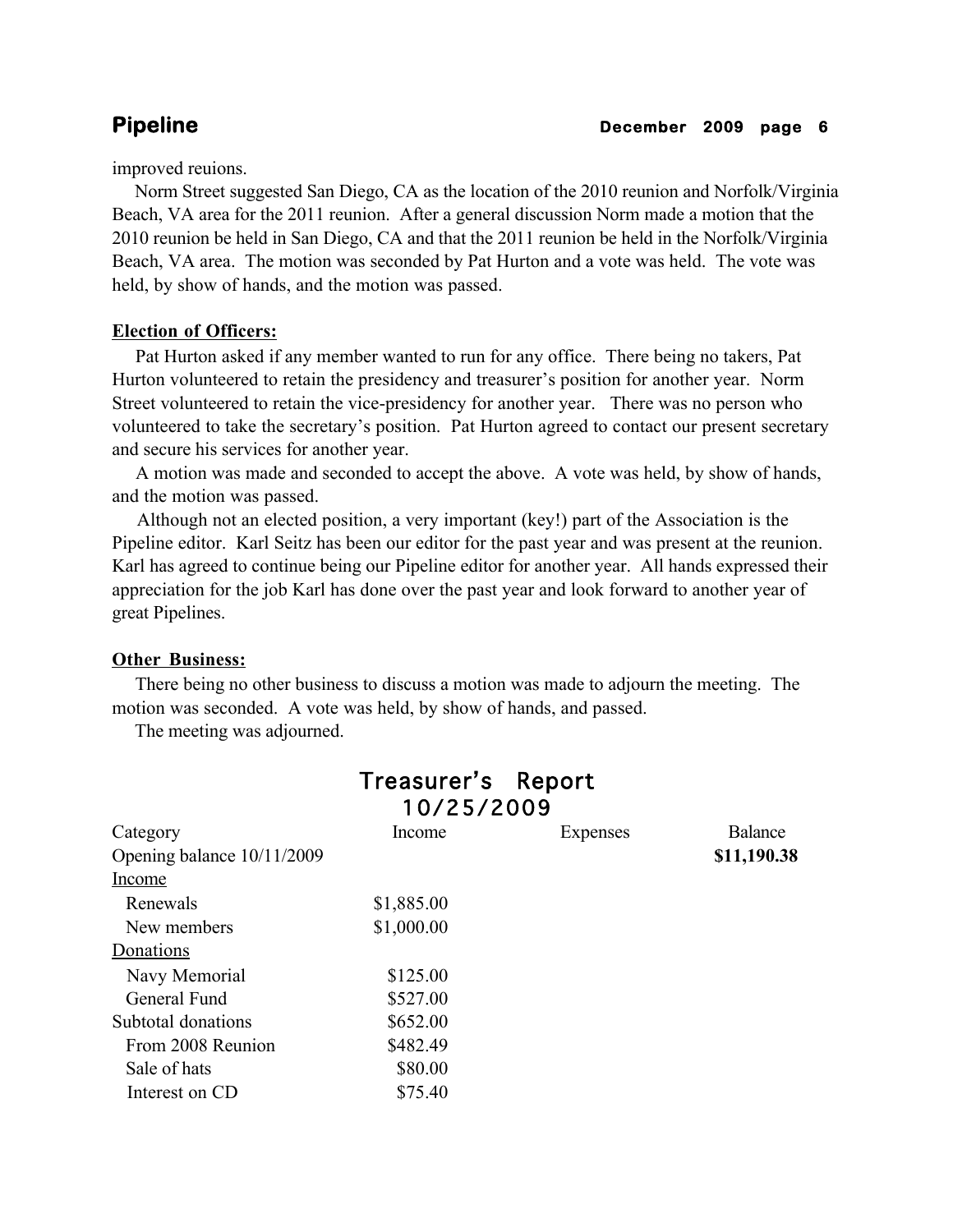improved reuions.

Norm Street suggested San Diego, CA as the location of the 2010 reunion and Norfolk/Virginia Beach, VA area for the 2011 reunion. After a general discussion Norm made a motion that the 2010 reunion be held in San Diego, CA and that the 2011 reunion be held in the Norfolk/Virginia Beach, VA area. The motion was seconded by Pat Hurton and a vote was held. The vote was held, by show of hands, and the motion was passed.

**Election of Officers:**

Pat Hurton asked if any member wanted to run for any office. There being no takers, Pat Hurton volunteered to retain the presidency and treasurer's position for another year. Norm Street volunteered to retain the vice-presidency for another year. There was no person who volunteered to take the secretary's position. Pat Hurton agreed to contact our present secretary and secure his services for another year.

A motion was made and seconded to accept the above. A vote was held, by show of hands, and the motion was passed.

Although not an elected position, a very important (key!) part of the Association is the Pipeline editor. Karl Seitz has been our editor for the past year and was present at the reunion. Karl has agreed to continue being our Pipeline editor for another year. All hands expressed their appreciation for the job Karl has done over the past year and look forward to another year of great Pipelines.

**Other Business:**

There being no other business to discuss a motion was made to adjourn the meeting. The motion was seconded. A vote was held, by show of hands, and passed.

The meeting was adjourned.

## Treasurer's Report
## 10/25/2009

| Category | Income | Expenses | Balance |
|---|---|---|---|
| Opening balance 10/11/2009 | | | **$11,190.38** |
| Income | | | |
| Renewals | $1,885.00 | | |
| New members | $1,000.00 | | |
| Donations | | | |
| Navy Memorial | $125.00 | | |
| General Fund | $527.00 | | |
| Subtotal donations | $652.00 | | |
| From 2008 Reunion | $482.49 | | |
| Sale of hats | $80.00 | | |
| Interest on CD | $75.40 | | |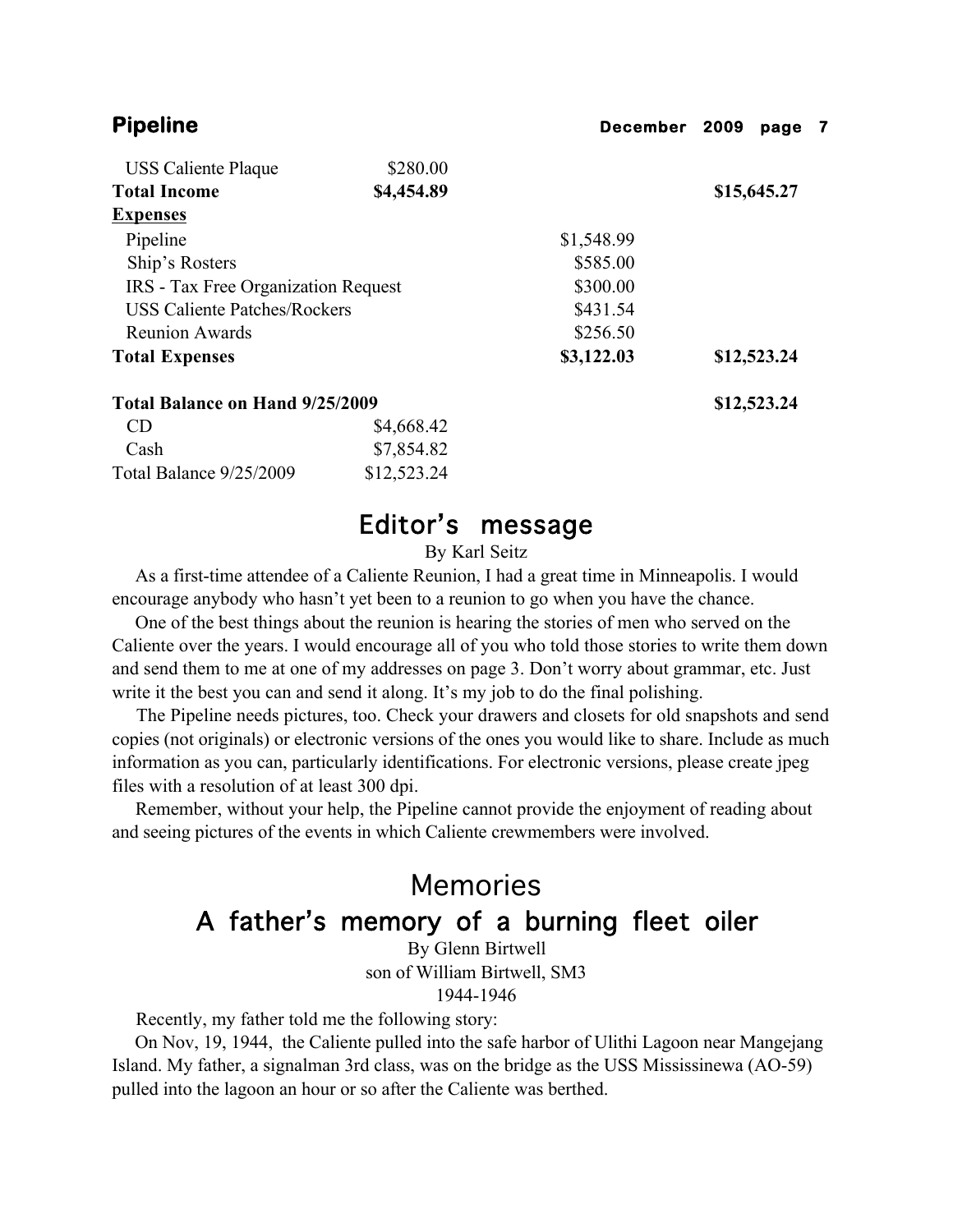| | | | |
|---|---|---|---|
| USS Caliente Plaque | $280.00 | | |
| **Total Income** | **$4,454.89** | | **$15,645.27** |
| **Expenses** | | | |
| Pipeline | | $1,548.99 | |
| Ship's Rosters | | $585.00 | |
| IRS - Tax Free Organization Request | | $300.00 | |
| USS Caliente Patches/Rockers | | $431.54 | |
| Reunion Awards | | $256.50 | |
| **Total Expenses** | | **$3,122.03** | **$12,523.24** |
| | | | |
| **Total Balance on Hand 9/25/2009** | | | **$12,523.24** |
| CD | $4,668.42 | | |
| Cash | $7,854.82 | | |
| Total Balance 9/25/2009 | $12,523.24 | | |

## Editor's message

By Karl Seitz

As a first-time attendee of a Caliente Reunion, I had a great time in Minneapolis. I would encourage anybody who hasn't yet been to a reunion to go when you have the chance.

One of the best things about the reunion is hearing the stories of men who served on the Caliente over the years. I would encourage all of you who told those stories to write them down and send them to me at one of my addresses on page 3. Don't worry about grammar, etc. Just write it the best you can and send it along. It's my job to do the final polishing.

The Pipeline needs pictures, too. Check your drawers and closets for old snapshots and send copies (not originals) or electronic versions of the ones you would like to share. Include as much information as you can, particularly identifications. For electronic versions, please create jpeg files with a resolution of at least 300 dpi.

Remember, without your help, the Pipeline cannot provide the enjoyment of reading about and seeing pictures of the events in which Caliente crewmembers were involved.

# Memories

## A father's memory of a burning fleet oiler

By Glenn Birtwell
son of William Birtwell, SM3
1944-1946

Recently, my father told me the following story:

On Nov, 19, 1944, the Caliente pulled into the safe harbor of Ulithi Lagoon near Mangejang Island. My father, a signalman 3rd class, was on the bridge as the USS Mississinewa (AO-59) pulled into the lagoon an hour or so after the Caliente was berthed.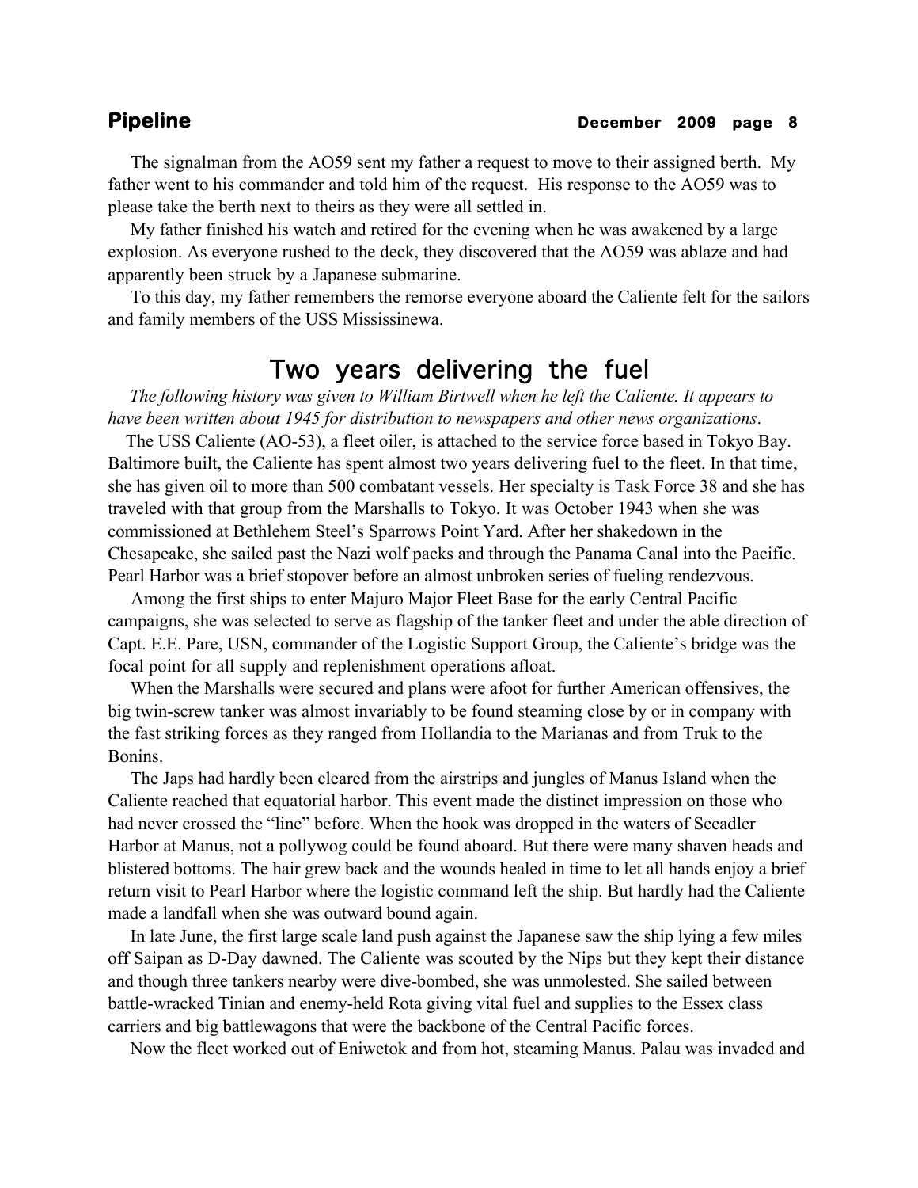The signalman from the AO59 sent my father a request to move to their assigned berth. My father went to his commander and told him of the request. His response to the AO59 was to please take the berth next to theirs as they were all settled in.

My father finished his watch and retired for the evening when he was awakened by a large explosion. As everyone rushed to the deck, they discovered that the AO59 was ablaze and had apparently been struck by a Japanese submarine.

To this day, my father remembers the remorse everyone aboard the Caliente felt for the sailors and family members of the USS Mississinewa.

## Two years delivering the fuel

*The following history was given to William Birtwell when he left the Caliente. It appears to have been written about 1945 for distribution to newspapers and other news organizations*.

The USS Caliente (AO-53), a fleet oiler, is attached to the service force based in Tokyo Bay. Baltimore built, the Caliente has spent almost two years delivering fuel to the fleet. In that time, she has given oil to more than 500 combatant vessels. Her specialty is Task Force 38 and she has traveled with that group from the Marshalls to Tokyo. It was October 1943 when she was commissioned at Bethlehem Steel's Sparrows Point Yard. After her shakedown in the Chesapeake, she sailed past the Nazi wolf packs and through the Panama Canal into the Pacific. Pearl Harbor was a brief stopover before an almost unbroken series of fueling rendezvous.

Among the first ships to enter Majuro Major Fleet Base for the early Central Pacific campaigns, she was selected to serve as flagship of the tanker fleet and under the able direction of Capt. E.E. Pare, USN, commander of the Logistic Support Group, the Caliente's bridge was the focal point for all supply and replenishment operations afloat.

When the Marshalls were secured and plans were afoot for further American offensives, the big twin-screw tanker was almost invariably to be found steaming close by or in company with the fast striking forces as they ranged from Hollandia to the Marianas and from Truk to the Bonins.

The Japs had hardly been cleared from the airstrips and jungles of Manus Island when the Caliente reached that equatorial harbor. This event made the distinct impression on those who had never crossed the "line" before. When the hook was dropped in the waters of Seeadler Harbor at Manus, not a pollywog could be found aboard. But there were many shaven heads and blistered bottoms. The hair grew back and the wounds healed in time to let all hands enjoy a brief return visit to Pearl Harbor where the logistic command left the ship. But hardly had the Caliente made a landfall when she was outward bound again.

In late June, the first large scale land push against the Japanese saw the ship lying a few miles off Saipan as D-Day dawned. The Caliente was scouted by the Nips but they kept their distance and though three tankers nearby were dive-bombed, she was unmolested. She sailed between battle-wracked Tinian and enemy-held Rota giving vital fuel and supplies to the Essex class carriers and big battlewagons that were the backbone of the Central Pacific forces.

Now the fleet worked out of Eniwetok and from hot, steaming Manus. Palau was invaded and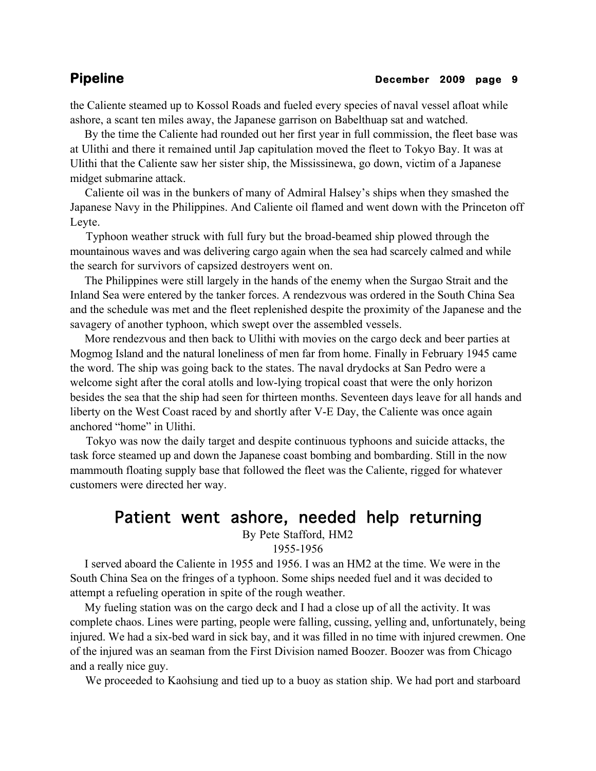the Caliente steamed up to Kossol Roads and fueled every species of naval vessel afloat while ashore, a scant ten miles away, the Japanese garrison on Babelthuap sat and watched.

By the time the Caliente had rounded out her first year in full commission, the fleet base was at Ulithi and there it remained until Jap capitulation moved the fleet to Tokyo Bay. It was at Ulithi that the Caliente saw her sister ship, the Mississinewa, go down, victim of a Japanese midget submarine attack.

Caliente oil was in the bunkers of many of Admiral Halsey's ships when they smashed the Japanese Navy in the Philippines. And Caliente oil flamed and went down with the Princeton off Leyte.

Typhoon weather struck with full fury but the broad-beamed ship plowed through the mountainous waves and was delivering cargo again when the sea had scarcely calmed and while the search for survivors of capsized destroyers went on.

The Philippines were still largely in the hands of the enemy when the Surgao Strait and the Inland Sea were entered by the tanker forces. A rendezvous was ordered in the South China Sea and the schedule was met and the fleet replenished despite the proximity of the Japanese and the savagery of another typhoon, which swept over the assembled vessels.

More rendezvous and then back to Ulithi with movies on the cargo deck and beer parties at Mogmog Island and the natural loneliness of men far from home. Finally in February 1945 came the word. The ship was going back to the states. The naval drydocks at San Pedro were a welcome sight after the coral atolls and low-lying tropical coast that were the only horizon besides the sea that the ship had seen for thirteen months. Seventeen days leave for all hands and liberty on the West Coast raced by and shortly after V-E Day, the Caliente was once again anchored "home" in Ulithi.

Tokyo was now the daily target and despite continuous typhoons and suicide attacks, the task force steamed up and down the Japanese coast bombing and bombarding. Still in the now mammouth floating supply base that followed the fleet was the Caliente, rigged for whatever customers were directed her way.

## Patient went ashore, needed help returning

By Pete Stafford, HM2

1955-1956

I served aboard the Caliente in 1955 and 1956. I was an HM2 at the time. We were in the South China Sea on the fringes of a typhoon. Some ships needed fuel and it was decided to attempt a refueling operation in spite of the rough weather.

My fueling station was on the cargo deck and I had a close up of all the activity. It was complete chaos. Lines were parting, people were falling, cussing, yelling and, unfortunately, being injured. We had a six-bed ward in sick bay, and it was filled in no time with injured crewmen. One of the injured was an seaman from the First Division named Boozer. Boozer was from Chicago and a really nice guy.

We proceeded to Kaohsiung and tied up to a buoy as station ship. We had port and starboard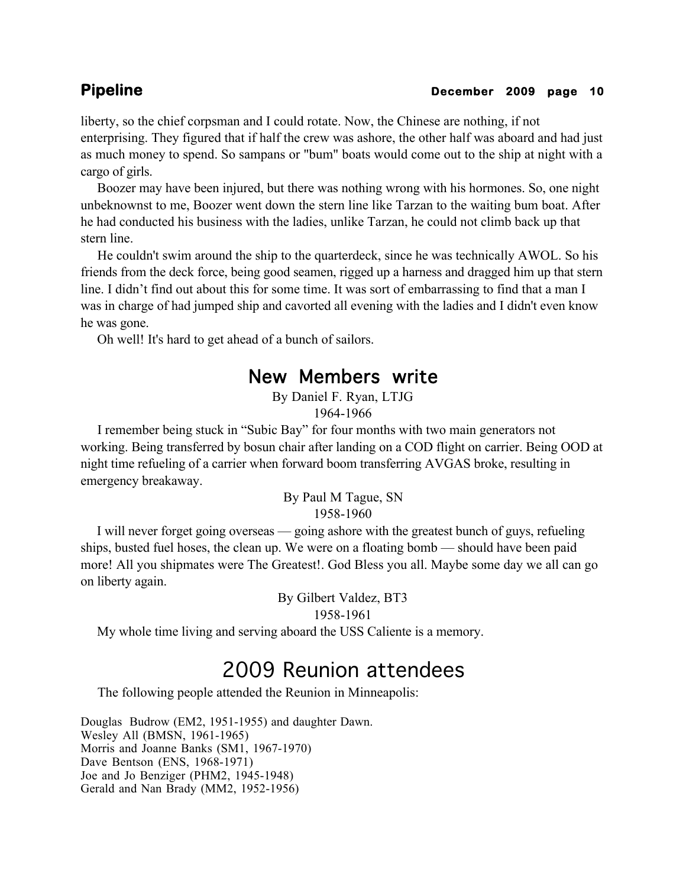liberty, so the chief corpsman and I could rotate. Now, the Chinese are nothing, if not enterprising. They figured that if half the crew was ashore, the other half was aboard and had just as much money to spend. So sampans or "bum" boats would come out to the ship at night with a cargo of girls.

Boozer may have been injured, but there was nothing wrong with his hormones. So, one night unbeknownst to me, Boozer went down the stern line like Tarzan to the waiting bum boat. After he had conducted his business with the ladies, unlike Tarzan, he could not climb back up that stern line.

He couldn't swim around the ship to the quarterdeck, since he was technically AWOL. So his friends from the deck force, being good seamen, rigged up a harness and dragged him up that stern line. I didn't find out about this for some time. It was sort of embarrassing to find that a man I was in charge of had jumped ship and cavorted all evening with the ladies and I didn't even know he was gone.

Oh well! It's hard to get ahead of a bunch of sailors.

## New Members write

By Daniel F. Ryan, LTJG
1964-1966

I remember being stuck in "Subic Bay" for four months with two main generators not working. Being transferred by bosun chair after landing on a COD flight on carrier. Being OOD at night time refueling of a carrier when forward boom transferring AVGAS broke, resulting in emergency breakaway.

By Paul M Tague, SN
1958-1960

I will never forget going overseas — going ashore with the greatest bunch of guys, refueling ships, busted fuel hoses, the clean up. We were on a floating bomb — should have been paid more! All you shipmates were The Greatest!. God Bless you all. Maybe some day we all can go on liberty again.

By Gilbert Valdez, BT3
1958-1961

My whole time living and serving aboard the USS Caliente is a memory.

## 2009 Reunion attendees

The following people attended the Reunion in Minneapolis:

Douglas Budrow (EM2, 1951-1955) and daughter Dawn.
Wesley All (BMSN, 1961-1965)
Morris and Joanne Banks (SM1, 1967-1970)
Dave Bentson (ENS, 1968-1971)
Joe and Jo Benziger (PHM2, 1945-1948)
Gerald and Nan Brady (MM2, 1952-1956)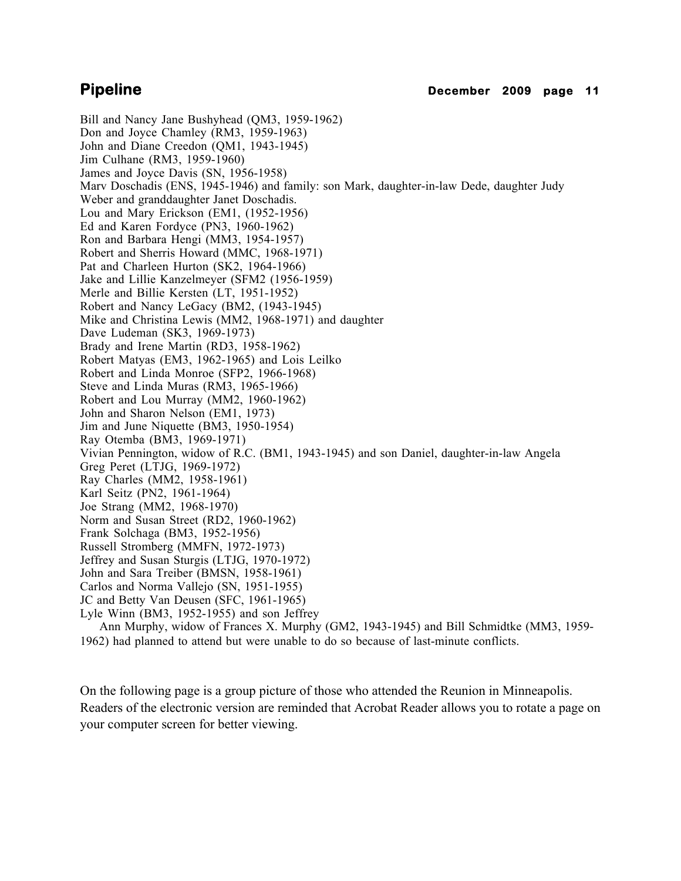Bill and Nancy Jane Bushyhead (QM3, 1959-1962)
Don and Joyce Chamley (RM3, 1959-1963)
John and Diane Creedon (QM1, 1943-1945)
Jim Culhane (RM3, 1959-1960)
James and Joyce Davis (SN, 1956-1958)
Marv Doschadis (ENS, 1945-1946) and family: son Mark, daughter-in-law Dede, daughter Judy Weber and granddaughter Janet Doschadis.
Lou and Mary Erickson (EM1, (1952-1956)
Ed and Karen Fordyce (PN3, 1960-1962)
Ron and Barbara Hengi (MM3, 1954-1957)
Robert and Sherris Howard (MMC, 1968-1971)
Pat and Charleen Hurton (SK2, 1964-1966)
Jake and Lillie Kanzelmeyer (SFM2 (1956-1959)
Merle and Billie Kersten (LT, 1951-1952)
Robert and Nancy LeGacy (BM2, (1943-1945)
Mike and Christina Lewis (MM2, 1968-1971) and daughter
Dave Ludeman (SK3, 1969-1973)
Brady and Irene Martin (RD3, 1958-1962)
Robert Matyas (EM3, 1962-1965) and Lois Leilko
Robert and Linda Monroe (SFP2, 1966-1968)
Steve and Linda Muras (RM3, 1965-1966)
Robert and Lou Murray (MM2, 1960-1962)
John and Sharon Nelson (EM1, 1973)
Jim and June Niquette (BM3, 1950-1954)
Ray Otemba (BM3, 1969-1971)
Vivian Pennington, widow of R.C. (BM1, 1943-1945) and son Daniel, daughter-in-law Angela
Greg Peret (LTJG, 1969-1972)
Ray Charles (MM2, 1958-1961)
Karl Seitz (PN2, 1961-1964)
Joe Strang (MM2, 1968-1970)
Norm and Susan Street (RD2, 1960-1962)
Frank Solchaga (BM3, 1952-1956)
Russell Stromberg (MMFN, 1972-1973)
Jeffrey and Susan Sturgis (LTJG, 1970-1972)
John and Sara Treiber (BMSN, 1958-1961)
Carlos and Norma Vallejo (SN, 1951-1955)
JC and Betty Van Deusen (SFC, 1961-1965)
Lyle Winn (BM3, 1952-1955) and son Jeffrey

Ann Murphy, widow of Frances X. Murphy (GM2, 1943-1945) and Bill Schmidtke (MM3, 1959-1962) had planned to attend but were unable to do so because of last-minute conflicts.

On the following page is a group picture of those who attended the Reunion in Minneapolis. Readers of the electronic version are reminded that Acrobat Reader allows you to rotate a page on your computer screen for better viewing.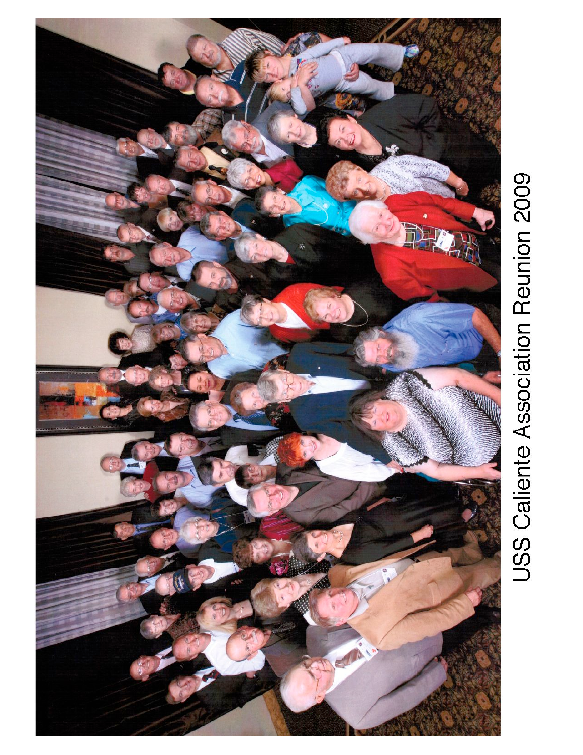USS Caliente Association Reunion 2009